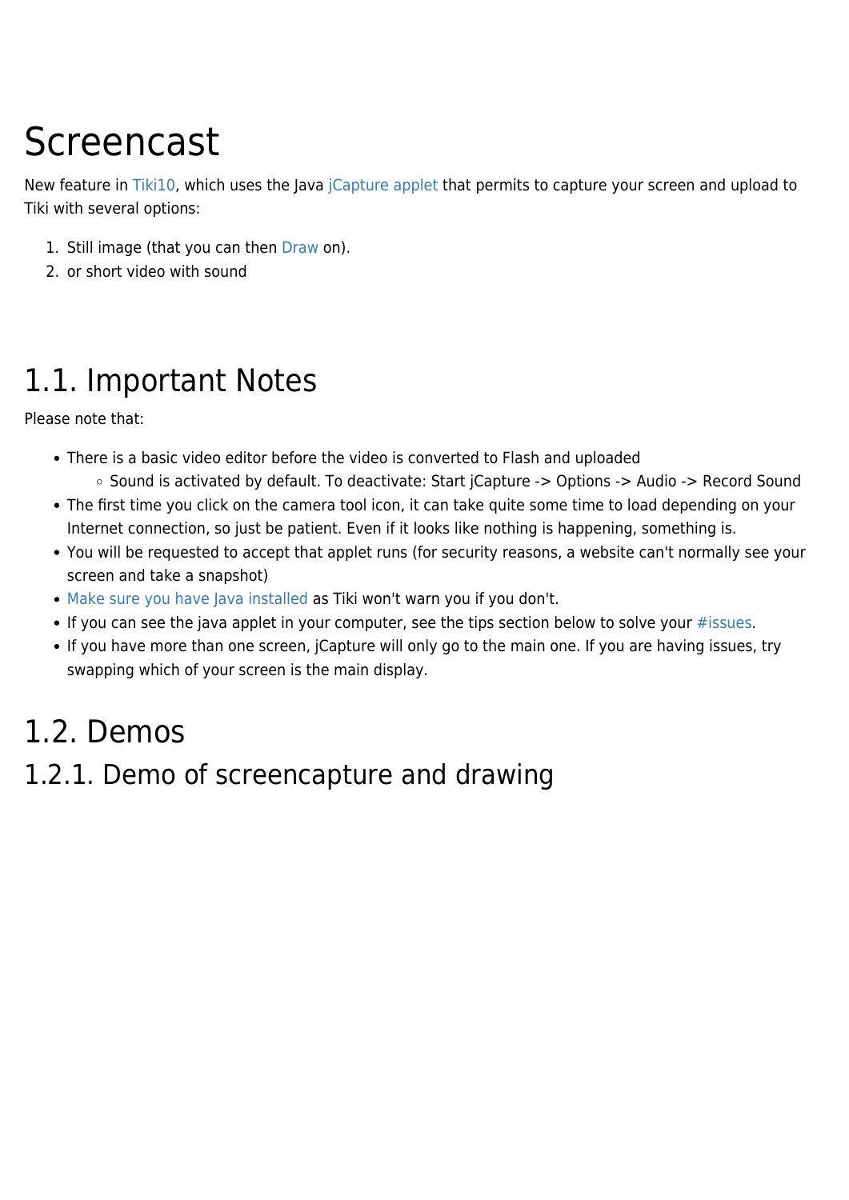# Screencast

New feature in Tiki10, which uses the Java jCapture applet that permits to capture your screen and upload to Tiki with several options:

1. Still image (that you can then Draw on).
2. or short video with sound

## 1.1. Important Notes

Please note that:

- There is a basic video editor before the video is converted to Flash and uploaded
  - Sound is activated by default. To deactivate: Start jCapture -> Options -> Audio -> Record Sound
- The first time you click on the camera tool icon, it can take quite some time to load depending on your Internet connection, so just be patient. Even if it looks like nothing is happening, something is.
- You will be requested to accept that applet runs (for security reasons, a website can't normally see your screen and take a snapshot)
- Make sure you have Java installed as Tiki won't warn you if you don't.
- If you can see the java applet in your computer, see the tips section below to solve your #issues.
- If you have more than one screen, jCapture will only go to the main one. If you are having issues, try swapping which of your screen is the main display.

## 1.2. Demos

### 1.2.1. Demo of screencapture and drawing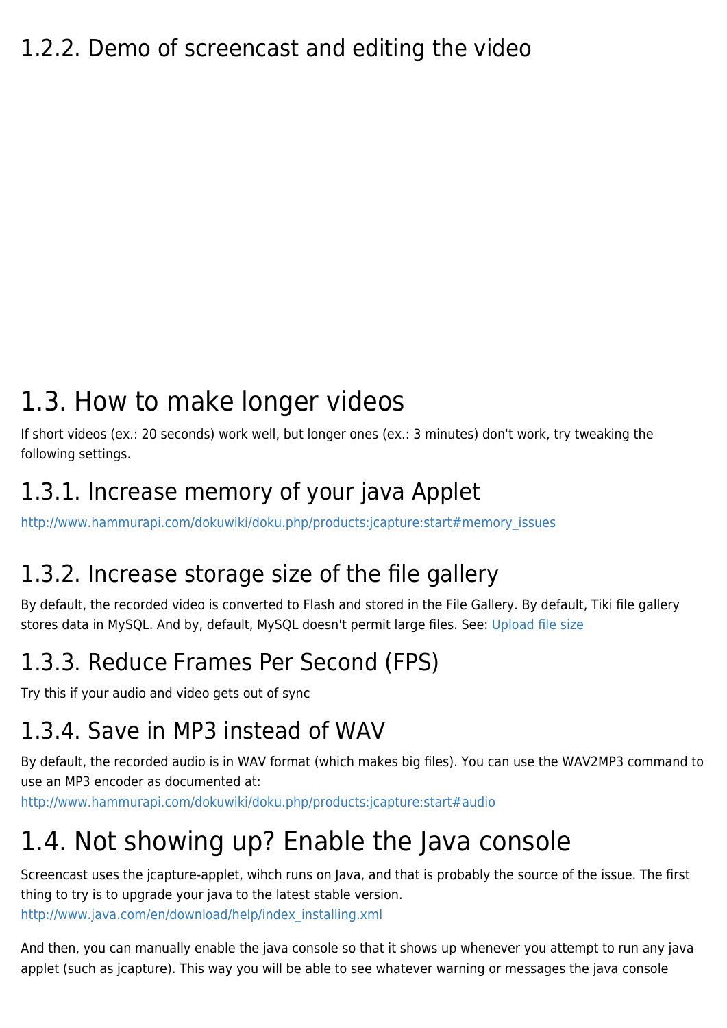### 1.2.2. Demo of screencast and editing the video

## 1.3. How to make longer videos

If short videos (ex.: 20 seconds) work well, but longer ones (ex.: 3 minutes) don't work, try tweaking the following settings.

### 1.3.1. Increase memory of your java Applet

http://www.hammurapi.com/dokuwiki/doku.php/products:jcapture:start#memory_issues

### 1.3.2. Increase storage size of the file gallery

By default, the recorded video is converted to Flash and stored in the File Gallery. By default, Tiki file gallery stores data in MySQL. And by, default, MySQL doesn't permit large files. See: Upload file size

### 1.3.3. Reduce Frames Per Second (FPS)

Try this if your audio and video gets out of sync

### 1.3.4. Save in MP3 instead of WAV

By default, the recorded audio is in WAV format (which makes big files). You can use the WAV2MP3 command to use an MP3 encoder as documented at:
http://www.hammurapi.com/dokuwiki/doku.php/products:jcapture:start#audio

## 1.4. Not showing up? Enable the Java console

Screencast uses the jcapture-applet, wihch runs on Java, and that is probably the source of the issue. The first thing to try is to upgrade your java to the latest stable version.
http://www.java.com/en/download/help/index_installing.xml

And then, you can manually enable the java console so that it shows up whenever you attempt to run any java applet (such as jcapture). This way you will be able to see whatever warning or messages the java console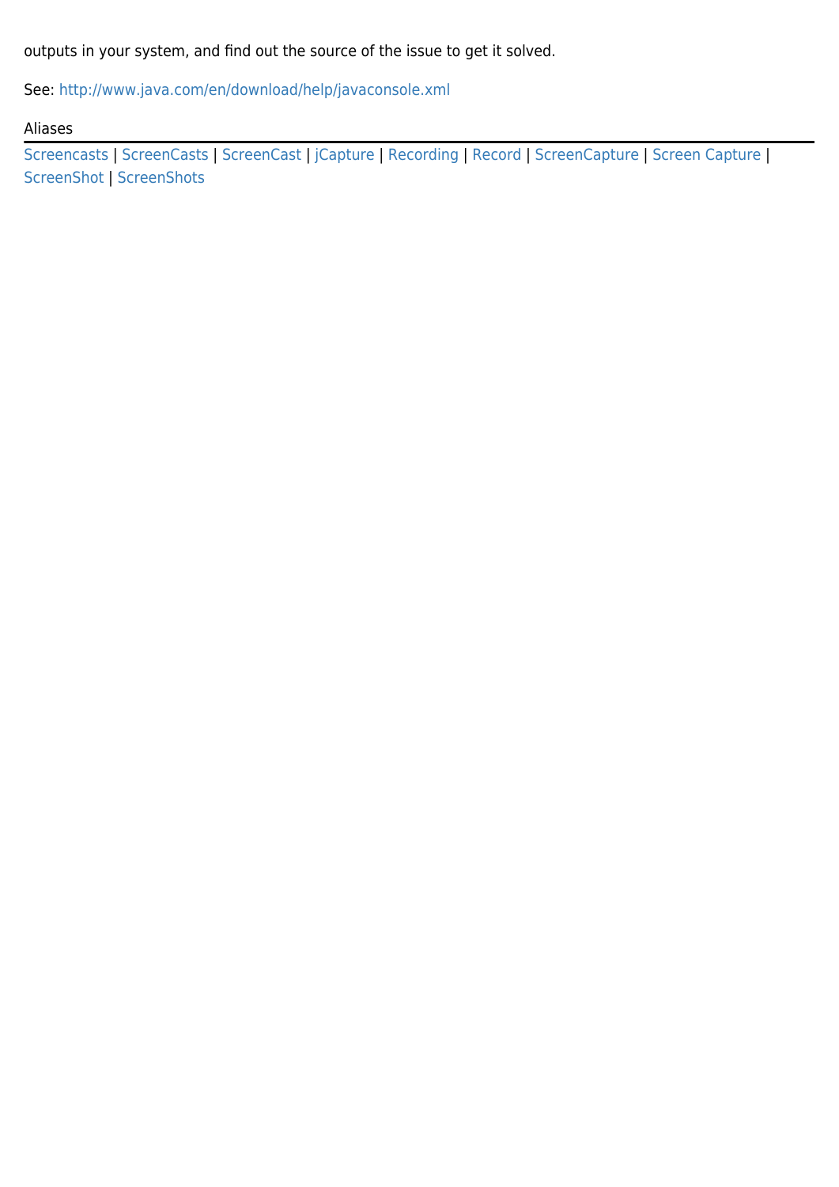outputs in your system, and find out the source of the issue to get it solved.

See: http://www.java.com/en/download/help/javaconsole.xml

## Aliases

Screencasts | ScreenCasts | ScreenCast | jCapture | Recording | Record | ScreenCapture | Screen Capture | ScreenShot | ScreenShots